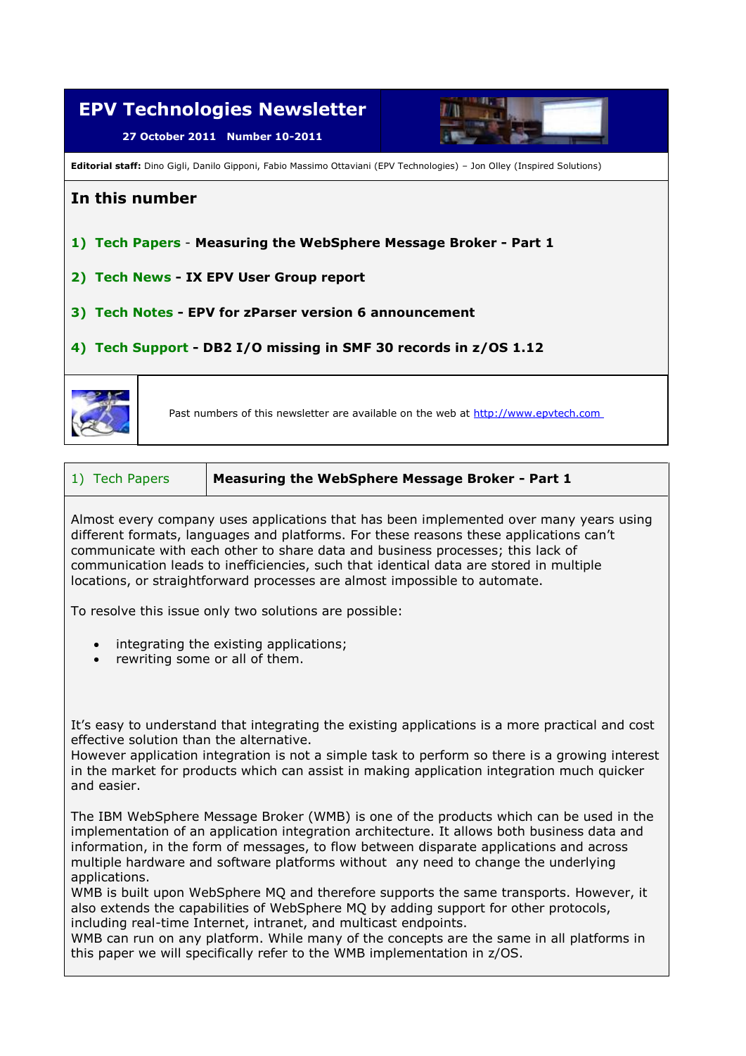# EPV Technologies Newsletter

**27 October 2011 Number 10-2011**

**Editorial staff:** Dino Gigli, Danilo Gipponi, Fabio Massimo Ottaviani (EPV Technologies) – Jon Olley (Inspired Solutions)

## In this number

1) **Tech Papers** - **Measuring the WebSphere Message Broker - Part 1**

2) **Tech News** - **IX EPV User Group report**

3) **Tech Notes** - **EPV for zParser version 6 announcement**

4) **Tech Support** - **DB2 I/O missing in SMF 30 records in z/OS 1.12**

Past numbers of this newsletter are available on the web at http://www.epvtech.com

| 1) Tech Papers | **Measuring the WebSphere Message Broker - Part 1** |
|---|---|

Almost every company uses applications that has been implemented over many years using different formats, languages and platforms. For these reasons these applications can't communicate with each other to share data and business processes; this lack of communication leads to inefficiencies, such that identical data are stored in multiple locations, or straightforward processes are almost impossible to automate.

To resolve this issue only two solutions are possible:

- integrating the existing applications;
- rewriting some or all of them.

It's easy to understand that integrating the existing applications is a more practical and cost effective solution than the alternative.
However application integration is not a simple task to perform so there is a growing interest in the market for products which can assist in making application integration much quicker and easier.

The IBM WebSphere Message Broker (WMB) is one of the products which can be used in the implementation of an application integration architecture. It allows both business data and information, in the form of messages, to flow between disparate applications and across multiple hardware and software platforms without any need to change the underlying applications.
WMB is built upon WebSphere MQ and therefore supports the same transports. However, it also extends the capabilities of WebSphere MQ by adding support for other protocols, including real-time Internet, intranet, and multicast endpoints.
WMB can run on any platform. While many of the concepts are the same in all platforms in this paper we will specifically refer to the WMB implementation in z/OS.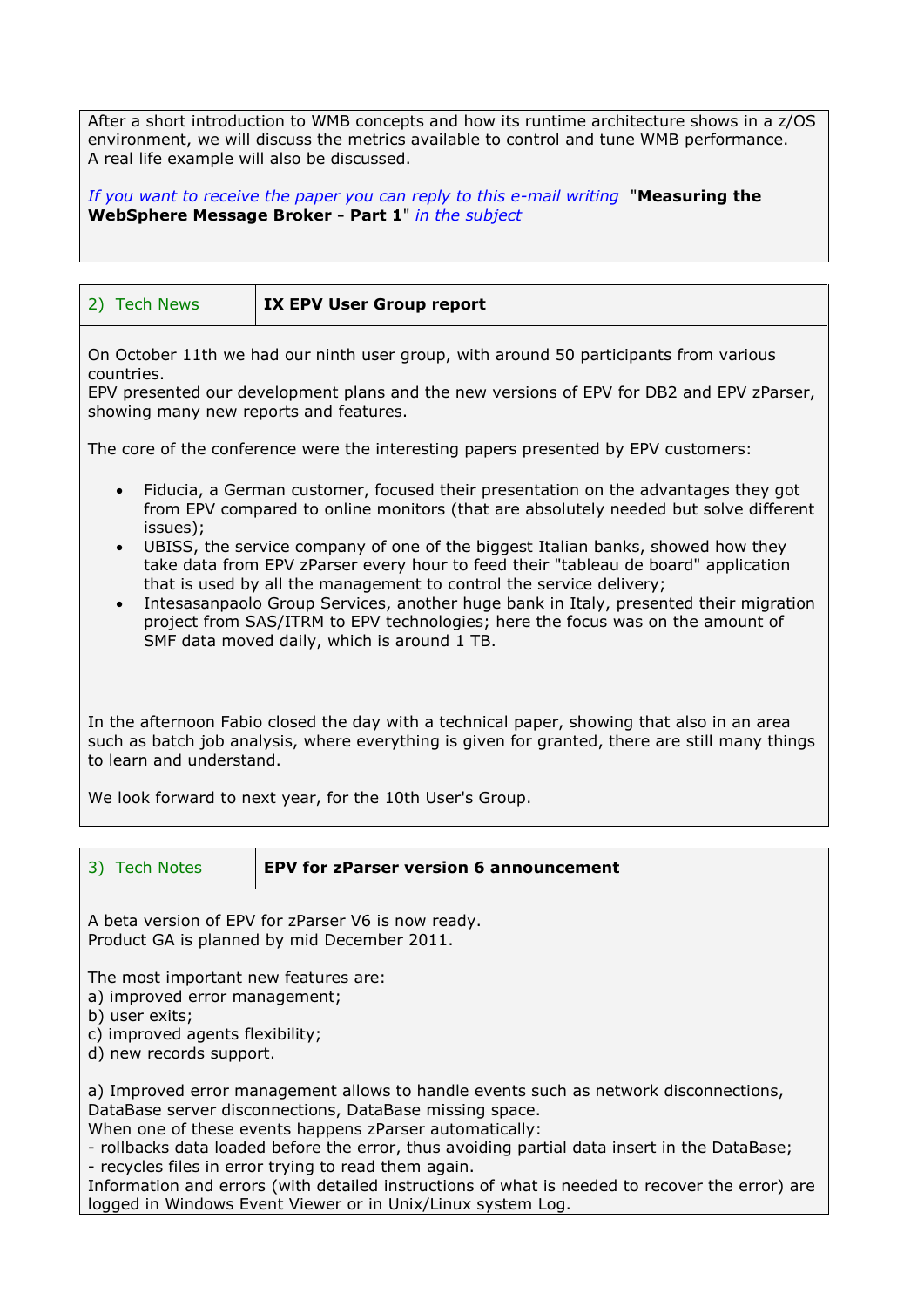After a short introduction to WMB concepts and how its runtime architecture shows in a z/OS environment, we will discuss the metrics available to control and tune WMB performance.
A real life example will also be discussed.

*If you want to receive the paper you can reply to this e-mail writing* "**Measuring the WebSphere Message Broker - Part 1**" *in the subject*

| 2) Tech News | **IX EPV User Group report** |
|---|---|

On October 11th we had our ninth user group, with around 50 participants from various countries.
EPV presented our development plans and the new versions of EPV for DB2 and EPV zParser, showing many new reports and features.

The core of the conference were the interesting papers presented by EPV customers:

- Fiducia, a German customer, focused their presentation on the advantages they got from EPV compared to online monitors (that are absolutely needed but solve different issues);
- UBISS, the service company of one of the biggest Italian banks, showed how they take data from EPV zParser every hour to feed their "tableau de board" application that is used by all the management to control the service delivery;
- Intesasanpaolo Group Services, another huge bank in Italy, presented their migration project from SAS/ITRM to EPV technologies; here the focus was on the amount of SMF data moved daily, which is around 1 TB.

In the afternoon Fabio closed the day with a technical paper, showing that also in an area such as batch job analysis, where everything is given for granted, there are still many things to learn and understand.

We look forward to next year, for the 10th User's Group.

| 3) Tech Notes | **EPV for zParser version 6 announcement** |
|---|---|

A beta version of EPV for zParser V6 is now ready.
Product GA is planned by mid December 2011.

The most important new features are:
a) improved error management;
b) user exits;
c) improved agents flexibility;
d) new records support.

a) Improved error management allows to handle events such as network disconnections, DataBase server disconnections, DataBase missing space.
When one of these events happens zParser automatically:
- rollbacks data loaded before the error, thus avoiding partial data insert in the DataBase;
- recycles files in error trying to read them again.
Information and errors (with detailed instructions of what is needed to recover the error) are logged in Windows Event Viewer or in Unix/Linux system Log.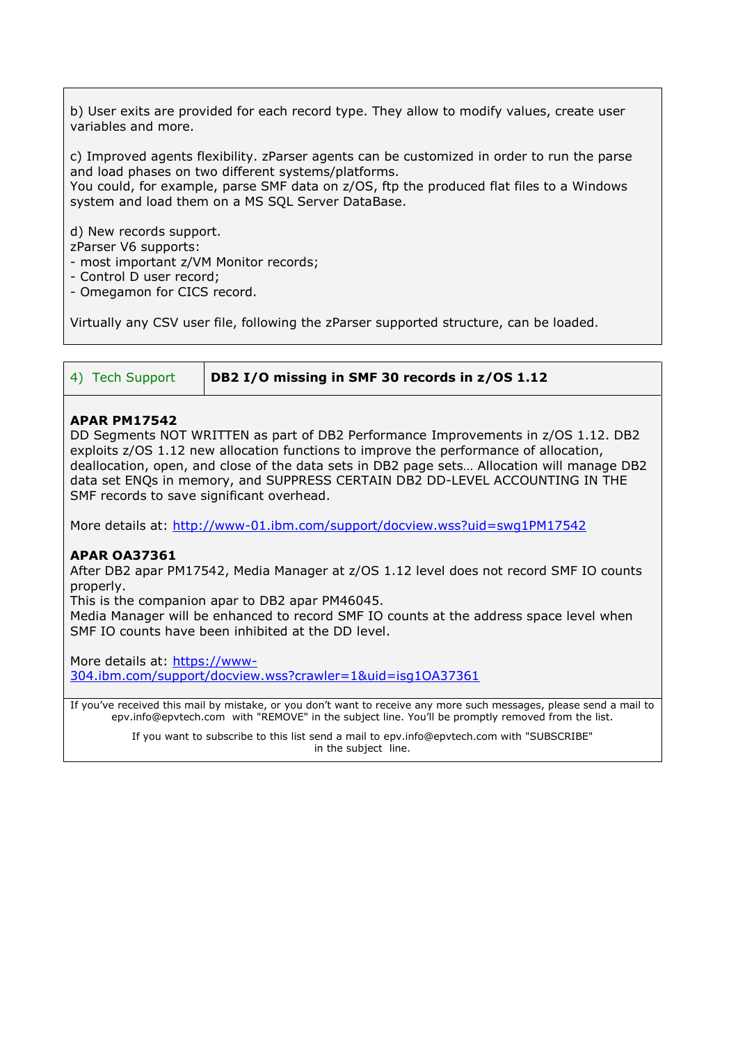b) User exits are provided for each record type. They allow to modify values, create user variables and more.

c) Improved agents flexibility. zParser agents can be customized in order to run the parse and load phases on two different systems/platforms.
You could, for example, parse SMF data on z/OS, ftp the produced flat files to a Windows system and load them on a MS SQL Server DataBase.

d) New records support.
zParser V6 supports:
- most important z/VM Monitor records;
- Control D user record;
- Omegamon for CICS record.

Virtually any CSV user file, following the zParser supported structure, can be loaded.

| 4) Tech Support | **DB2 I/O missing in SMF 30 records in z/OS 1.12** |
|---|---|

**APAR PM17542**
DD Segments NOT WRITTEN as part of DB2 Performance Improvements in z/OS 1.12. DB2 exploits z/OS 1.12 new allocation functions to improve the performance of allocation, deallocation, open, and close of the data sets in DB2 page sets… Allocation will manage DB2 data set ENQs in memory, and SUPPRESS CERTAIN DB2 DD-LEVEL ACCOUNTING IN THE SMF records to save significant overhead.

More details at: [http://www-01.ibm.com/support/docview.wss?uid=swg1PM17542](http://www-01.ibm.com/support/docview.wss?uid=swg1PM17542)

**APAR OA37361**
After DB2 apar PM17542, Media Manager at z/OS 1.12 level does not record SMF IO counts properly.
This is the companion apar to DB2 apar PM46045.
Media Manager will be enhanced to record SMF IO counts at the address space level when SMF IO counts have been inhibited at the DD level.

More details at: [https://www-304.ibm.com/support/docview.wss?crawler=1&uid=isg1OA37361](https://www-304.ibm.com/support/docview.wss?crawler=1&uid=isg1OA37361)

If you've received this mail by mistake, or you don't want to receive any more such messages, please send a mail to epv.info@epvtech.com with "REMOVE" in the subject line. You'll be promptly removed from the list.

If you want to subscribe to this list send a mail to epv.info@epvtech.com with "SUBSCRIBE" in the subject line.